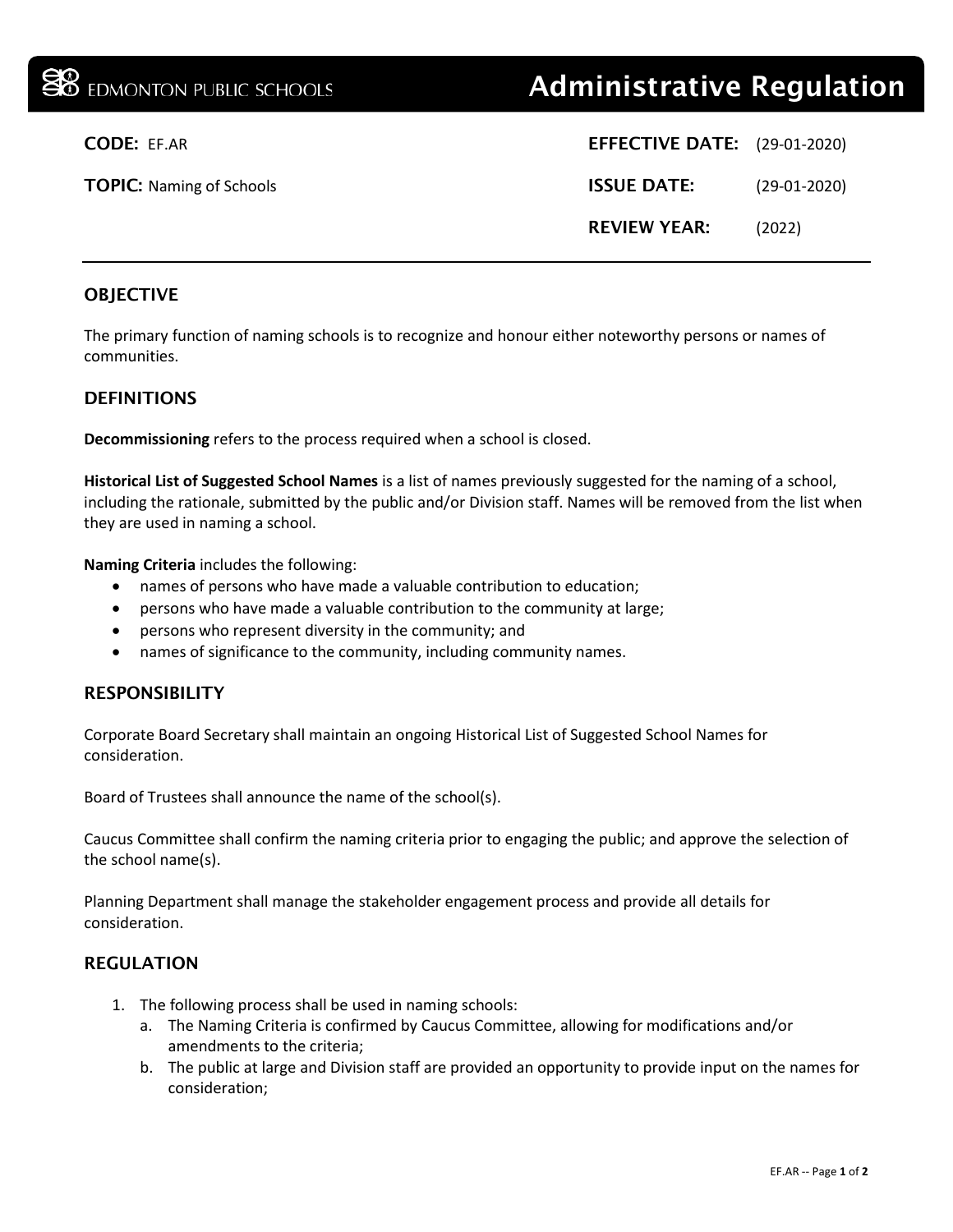**EDMONTON PUBLIC SCHOOLS** — **Administrative Regulation**

| | |
|---|---|
| **CODE:** EF.AR | **EFFECTIVE DATE:** (29-01-2020) |
| **TOPIC:** Naming of Schools | **ISSUE DATE:** (29-01-2020) |
| | **REVIEW YEAR:** (2022) |

## OBJECTIVE

The primary function of naming schools is to recognize and honour either noteworthy persons or names of communities.

## DEFINITIONS

**Decommissioning** refers to the process required when a school is closed.

**Historical List of Suggested School Names** is a list of names previously suggested for the naming of a school, including the rationale, submitted by the public and/or Division staff. Names will be removed from the list when they are used in naming a school.

**Naming Criteria** includes the following:

- names of persons who have made a valuable contribution to education;
- persons who have made a valuable contribution to the community at large;
- persons who represent diversity in the community; and
- names of significance to the community, including community names.

## RESPONSIBILITY

Corporate Board Secretary shall maintain an ongoing Historical List of Suggested School Names for consideration.

Board of Trustees shall announce the name of the school(s).

Caucus Committee shall confirm the naming criteria prior to engaging the public; and approve the selection of the school name(s).

Planning Department shall manage the stakeholder engagement process and provide all details for consideration.

## REGULATION

1. The following process shall be used in naming schools:
   a. The Naming Criteria is confirmed by Caucus Committee, allowing for modifications and/or amendments to the criteria;
   b. The public at large and Division staff are provided an opportunity to provide input on the names for consideration;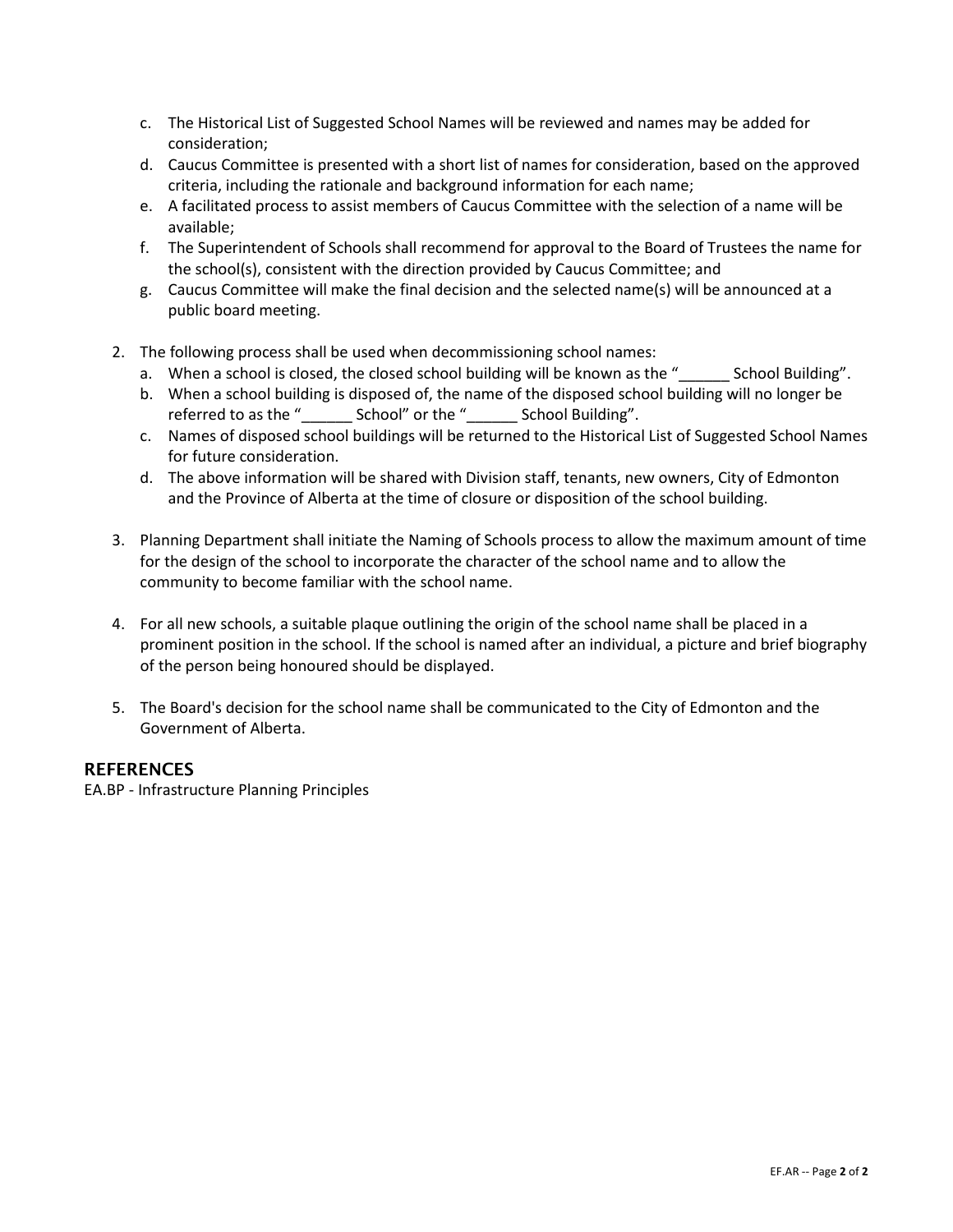c. The Historical List of Suggested School Names will be reviewed and names may be added for consideration;
   d. Caucus Committee is presented with a short list of names for consideration, based on the approved criteria, including the rationale and background information for each name;
   e. A facilitated process to assist members of Caucus Committee with the selection of a name will be available;
   f. The Superintendent of Schools shall recommend for approval to the Board of Trustees the name for the school(s), consistent with the direction provided by Caucus Committee; and
   g. Caucus Committee will make the final decision and the selected name(s) will be announced at a public board meeting.

2. The following process shall be used when decommissioning school names:
   a. When a school is closed, the closed school building will be known as the "______ School Building".
   b. When a school building is disposed of, the name of the disposed school building will no longer be referred to as the "______ School" or the "______ School Building".
   c. Names of disposed school buildings will be returned to the Historical List of Suggested School Names for future consideration.
   d. The above information will be shared with Division staff, tenants, new owners, City of Edmonton and the Province of Alberta at the time of closure or disposition of the school building.

3. Planning Department shall initiate the Naming of Schools process to allow the maximum amount of time for the design of the school to incorporate the character of the school name and to allow the community to become familiar with the school name.

4. For all new schools, a suitable plaque outlining the origin of the school name shall be placed in a prominent position in the school. If the school is named after an individual, a picture and brief biography of the person being honoured should be displayed.

5. The Board's decision for the school name shall be communicated to the City of Edmonton and the Government of Alberta.

## REFERENCES

EA.BP - Infrastructure Planning Principles